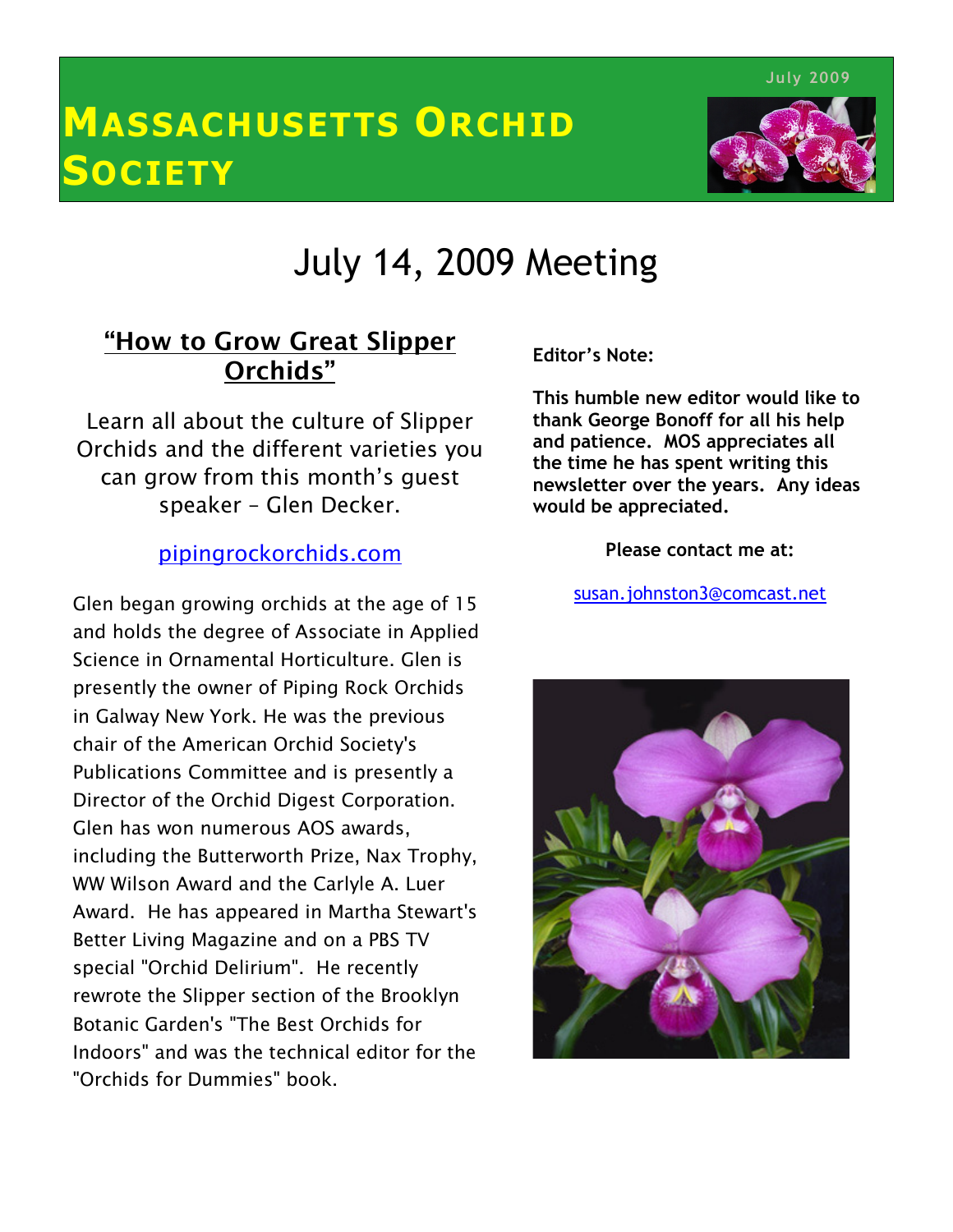July 2009

# Massachusetts Orchid Society

## July 14, 2009 Meeting

### "How to Grow Great Slipper Orchids"

Learn all about the culture of Slipper Orchids and the different varieties you can grow from this month's guest speaker – Glen Decker.

[pipingrockorchids.com](pipingrockorchids.com)

Glen began growing orchids at the age of 15 and holds the degree of Associate in Applied Science in Ornamental Horticulture. Glen is presently the owner of Piping Rock Orchids in Galway New York. He was the previous chair of the American Orchid Society's Publications Committee and is presently a Director of the Orchid Digest Corporation. Glen has won numerous AOS awards, including the Butterworth Prize, Nax Trophy, WW Wilson Award and the Carlyle A. Luer Award. He has appeared in Martha Stewart's Better Living Magazine and on a PBS TV special "Orchid Delirium". He recently rewrote the Slipper section of the Brooklyn Botanic Garden's "The Best Orchids for Indoors" and was the technical editor for the "Orchids for Dummies" book.

**Editor's Note:**

**This humble new editor would like to thank George Bonoff for all his help and patience. MOS appreciates all the time he has spent writing this newsletter over the years. Any ideas would be appreciated.**

**Please contact me at:**

[susan.johnston3@comcast.net](mailto:susan.johnston3@comcast.net)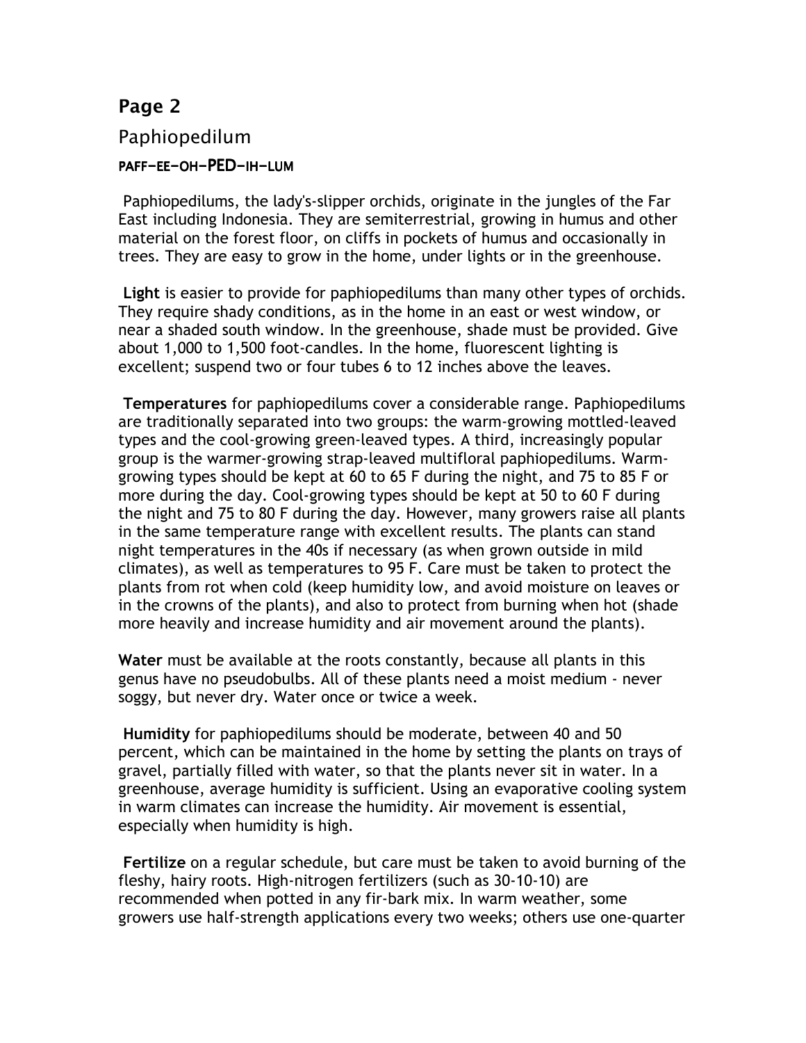## Page 2

### Paphiopedilum

**PAFF-EE-OH-PED-IH-LUM**

Paphiopedilums, the lady's-slipper orchids, originate in the jungles of the Far East including Indonesia. They are semiterrestrial, growing in humus and other material on the forest floor, on cliffs in pockets of humus and occasionally in trees. They are easy to grow in the home, under lights or in the greenhouse.

**Light** is easier to provide for paphiopedilums than many other types of orchids. They require shady conditions, as in the home in an east or west window, or near a shaded south window. In the greenhouse, shade must be provided. Give about 1,000 to 1,500 foot-candles. In the home, fluorescent lighting is excellent; suspend two or four tubes 6 to 12 inches above the leaves.

**Temperatures** for paphiopedilums cover a considerable range. Paphiopedilums are traditionally separated into two groups: the warm-growing mottled-leaved types and the cool-growing green-leaved types. A third, increasingly popular group is the warmer-growing strap-leaved multifloral paphiopedilums. Warm-growing types should be kept at 60 to 65 F during the night, and 75 to 85 F or more during the day. Cool-growing types should be kept at 50 to 60 F during the night and 75 to 80 F during the day. However, many growers raise all plants in the same temperature range with excellent results. The plants can stand night temperatures in the 40s if necessary (as when grown outside in mild climates), as well as temperatures to 95 F. Care must be taken to protect the plants from rot when cold (keep humidity low, and avoid moisture on leaves or in the crowns of the plants), and also to protect from burning when hot (shade more heavily and increase humidity and air movement around the plants).

**Water** must be available at the roots constantly, because all plants in this genus have no pseudobulbs. All of these plants need a moist medium - never soggy, but never dry. Water once or twice a week.

**Humidity** for paphiopedilums should be moderate, between 40 and 50 percent, which can be maintained in the home by setting the plants on trays of gravel, partially filled with water, so that the plants never sit in water. In a greenhouse, average humidity is sufficient. Using an evaporative cooling system in warm climates can increase the humidity. Air movement is essential, especially when humidity is high.

**Fertilize** on a regular schedule, but care must be taken to avoid burning of the fleshy, hairy roots. High-nitrogen fertilizers (such as 30-10-10) are recommended when potted in any fir-bark mix. In warm weather, some growers use half-strength applications every two weeks; others use one-quarter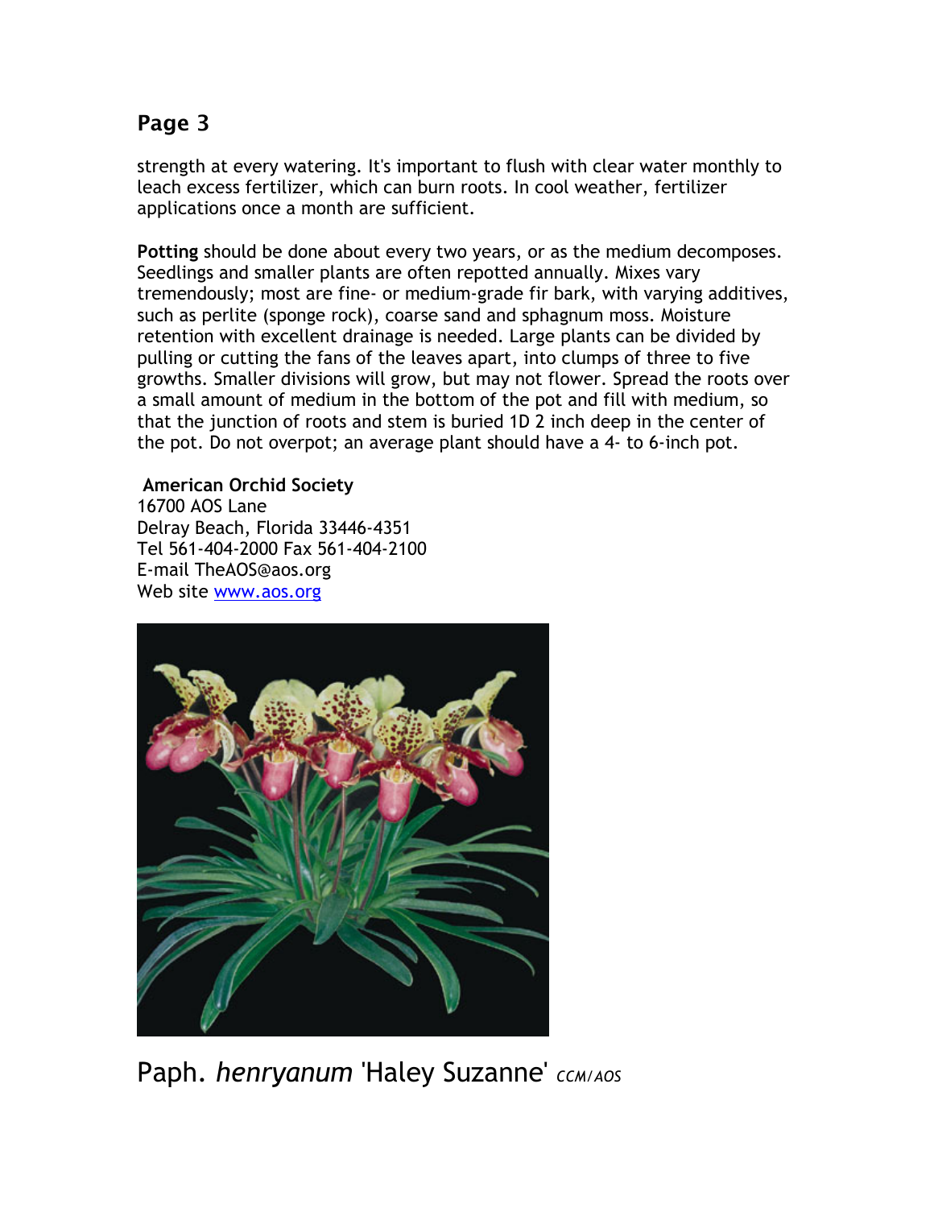## Page 3

strength at every watering. It's important to flush with clear water monthly to leach excess fertilizer, which can burn roots. In cool weather, fertilizer applications once a month are sufficient.

**Potting** should be done about every two years, or as the medium decomposes. Seedlings and smaller plants are often repotted annually. Mixes vary tremendously; most are fine- or medium-grade fir bark, with varying additives, such as perlite (sponge rock), coarse sand and sphagnum moss. Moisture retention with excellent drainage is needed. Large plants can be divided by pulling or cutting the fans of the leaves apart, into clumps of three to five growths. Smaller divisions will grow, but may not flower. Spread the roots over a small amount of medium in the bottom of the pot and fill with medium, so that the junction of roots and stem is buried 1D 2 inch deep in the center of the pot. Do not overpot; an average plant should have a 4- to 6-inch pot.

**American Orchid Society**
16700 AOS Lane
Delray Beach, Florida 33446-4351
Tel 561-404-2000 Fax 561-404-2100
E-mail TheAOS@aos.org
Web site [www.aos.org](http://www.aos.org)

Paph. *henryanum* 'Haley Suzanne' *CCM/AOS*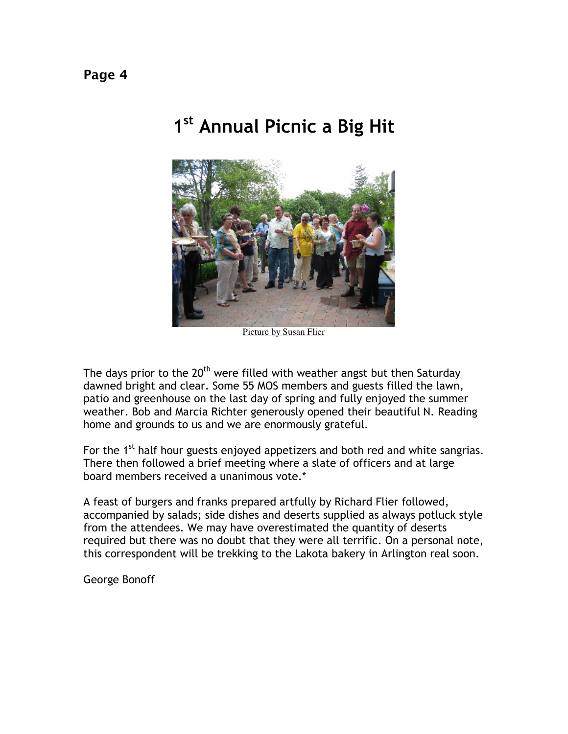# 1st Annual Picnic a Big Hit

Picture by Susan Flier

The days prior to the 20th were filled with weather angst but then Saturday dawned bright and clear. Some 55 MOS members and guests filled the lawn, patio and greenhouse on the last day of spring and fully enjoyed the summer weather. Bob and Marcia Richter generously opened their beautiful N. Reading home and grounds to us and we are enormously grateful.

For the 1st half hour guests enjoyed appetizers and both red and white sangrias. There then followed a brief meeting where a slate of officers and at large board members received a unanimous vote.*

A feast of burgers and franks prepared artfully by Richard Flier followed, accompanied by salads; side dishes and deserts supplied as always potluck style from the attendees. We may have overestimated the quantity of deserts required but there was no doubt that they were all terrific. On a personal note, this correspondent will be trekking to the Lakota bakery in Arlington real soon.

George Bonoff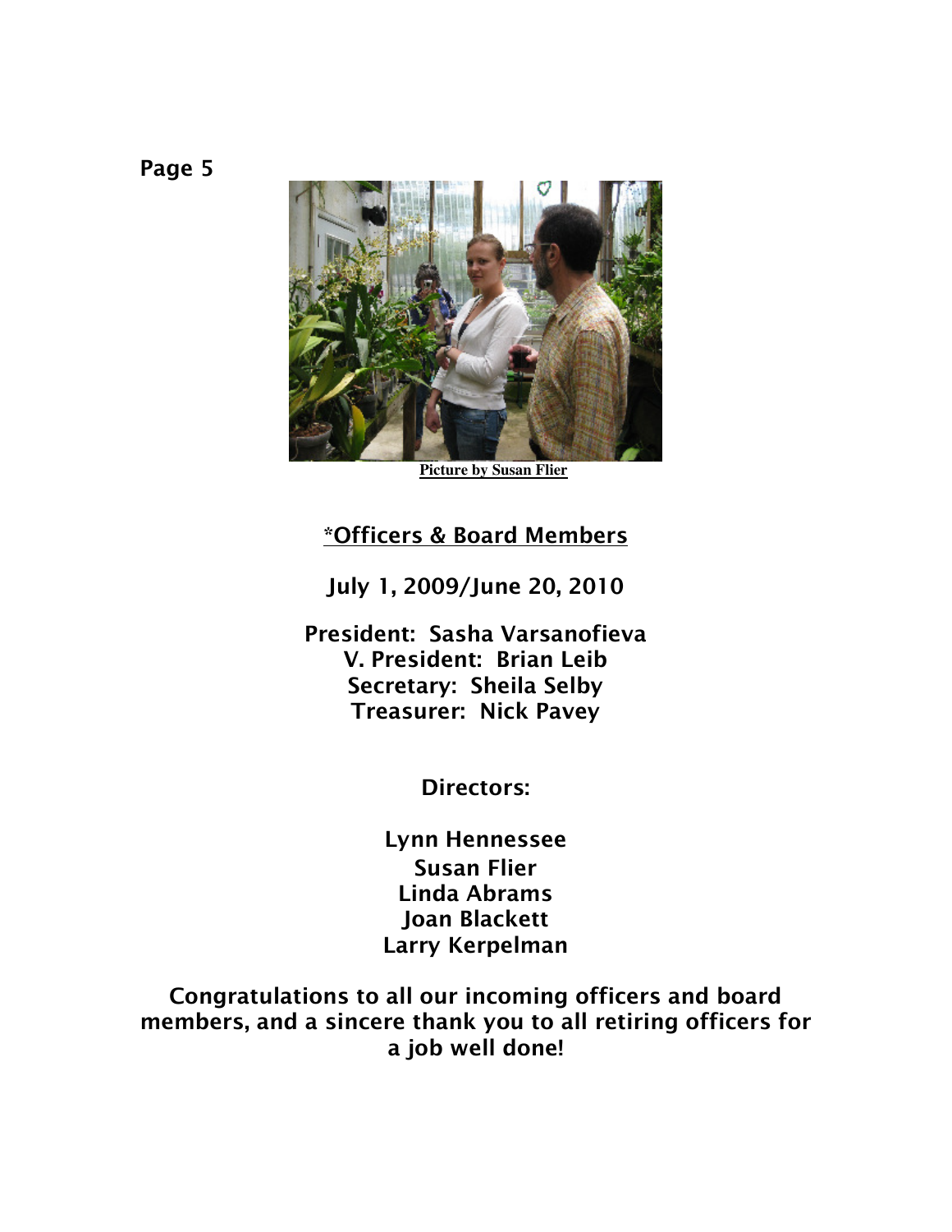Picture by Susan Flier

## *Officers & Board Members

**July 1, 2009/June 20, 2010**

**President: Sasha Varsanofieva**
**V. President: Brian Leib**
**Secretary: Sheila Selby**
**Treasurer: Nick Pavey**

**Directors:**

**Lynn Hennessee**
**Susan Flier**
**Linda Abrams**
**Joan Blackett**
**Larry Kerpelman**

**Congratulations to all our incoming officers and board members, and a sincere thank you to all retiring officers for a job well done!**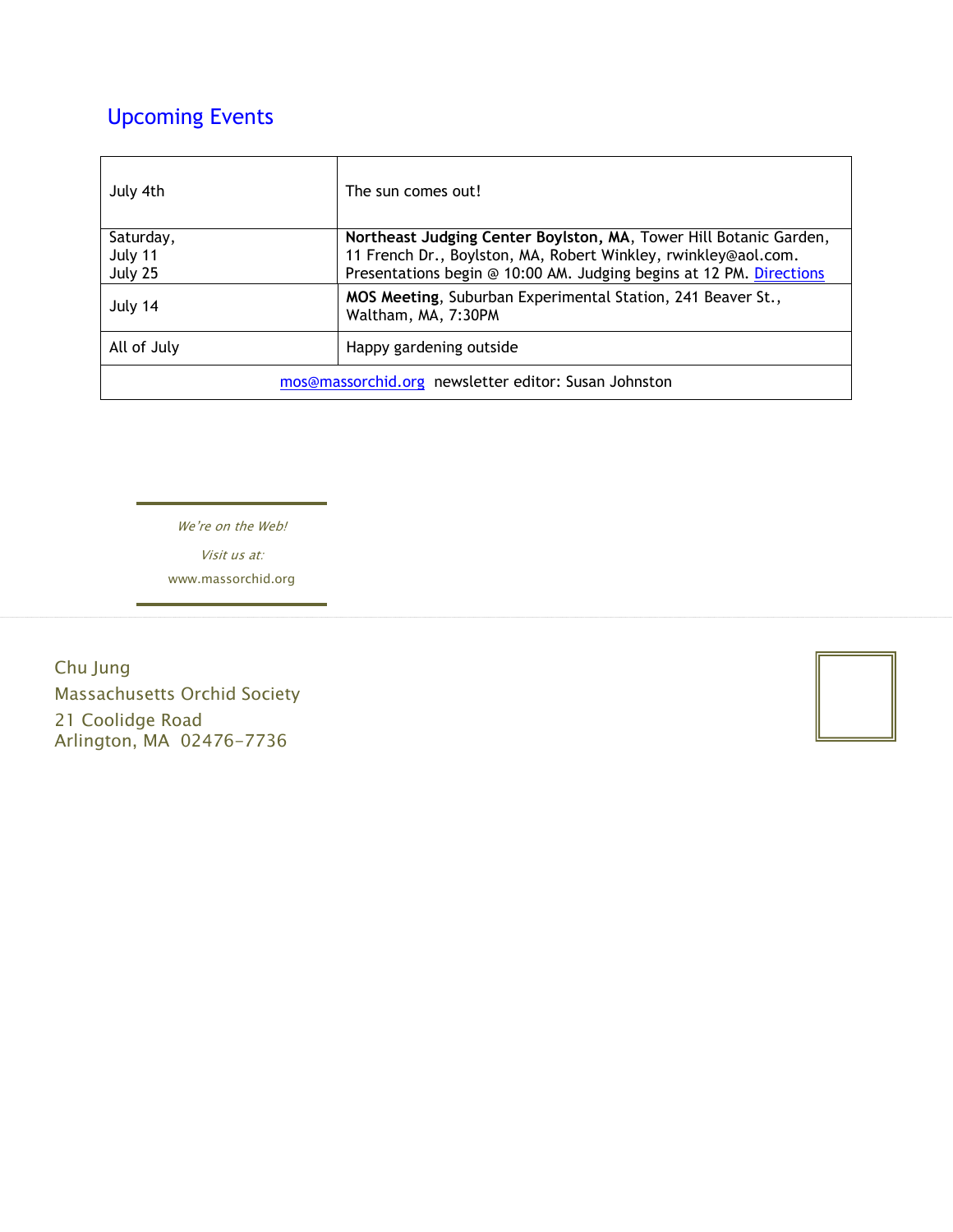## Upcoming Events

| | |
|---|---|
| July 4th | The sun comes out! |
| Saturday, July 11 July 25 | **Northeast Judging Center Boylston, MA**, Tower Hill Botanic Garden, 11 French Dr., Boylston, MA, Robert Winkley, rwinkley@aol.com. Presentations begin @ 10:00 AM. Judging begins at 12 PM. Directions |
| July 14 | **MOS Meeting**, Suburban Experimental Station, 241 Beaver St., Waltham, MA, 7:30PM |
| All of July | Happy gardening outside |
| mos@massorchid.org newsletter editor: Susan Johnston | |

*We're on the Web!*

*Visit us at:*

www.massorchid.org

Chu Jung
Massachusetts Orchid Society
21 Coolidge Road
Arlington, MA 02476-7736